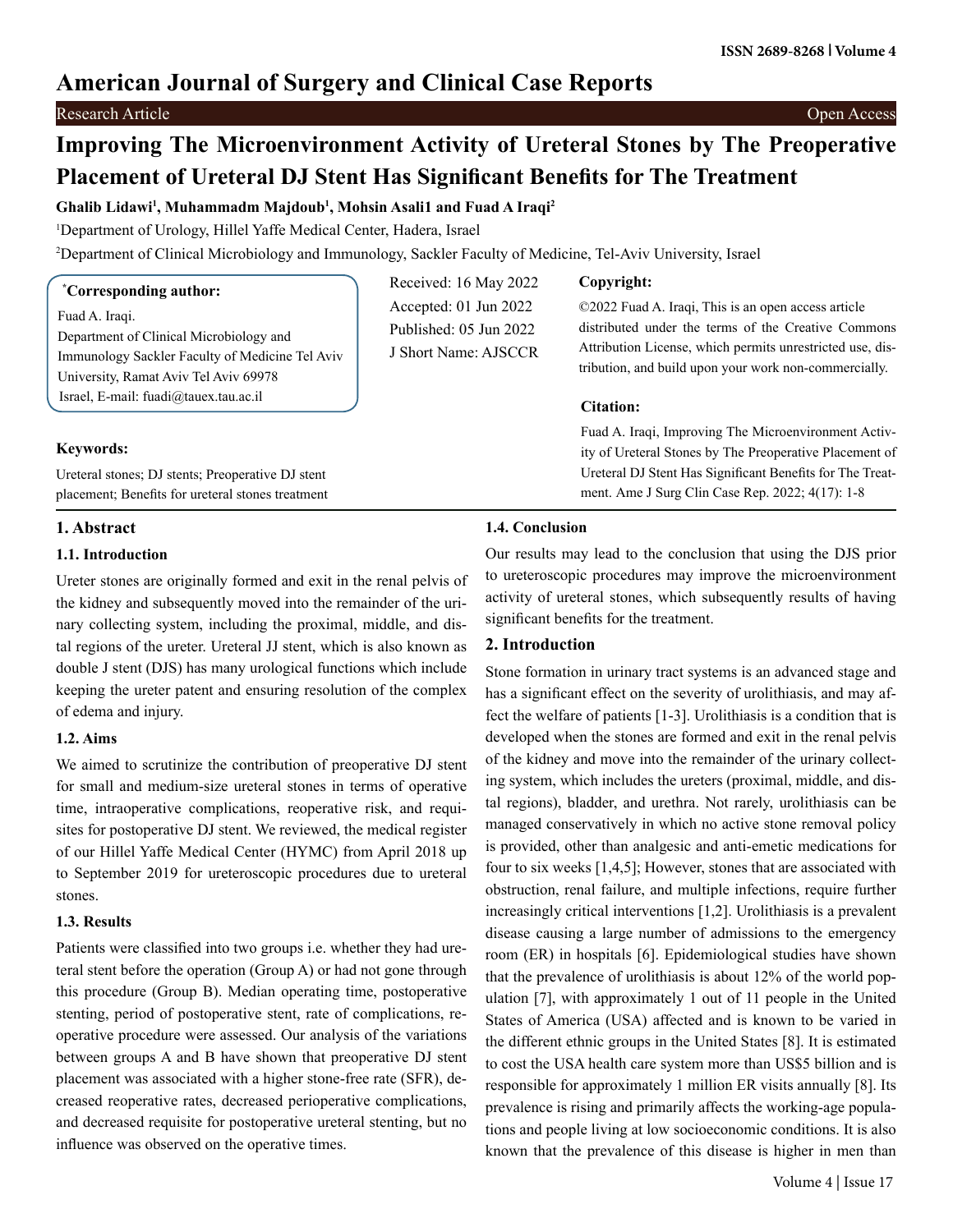# Improving The Microenvironment Activity of Ureteral Stones by The Preoperative Placement of Ureteral DJ Stent Has Significant Benefits for The Treatment

**Ghalib Lidawi[1], Muhammadm Majdoub[1], Mohsin Asali1 and Fuad A Iraqi[2]**

[1]Department of Urology, Hillel Yaffe Medical Center, Hadera, Israel

[2]Department of Clinical Microbiology and Immunology, Sackler Faculty of Medicine, Tel-Aviv University, Israel

**\*Corresponding author:**

Fuad A. Iraqi.
Department of Clinical Microbiology and Immunology Sackler Faculty of Medicine Tel Aviv University, Ramat Aviv Tel Aviv 69978 Israel, E-mail: fuadi@tauex.tau.ac.il

Received: 16 May 2022
Accepted: 01 Jun 2022
Published: 05 Jun 2022
J Short Name: AJSCCR

**Copyright:**

©2022 Fuad A. Iraqi, This is an open access article distributed under the terms of the Creative Commons Attribution License, which permits unrestricted use, distribution, and build upon your work non-commercially.

**Citation:**

Fuad A. Iraqi, Improving The Microenvironment Activity of Ureteral Stones by The Preoperative Placement of Ureteral DJ Stent Has Significant Benefits for The Treatment. Ame J Surg Clin Case Rep. 2022; 4(17): 1-8

**Keywords:**

Ureteral stones; DJ stents; Preoperative DJ stent placement; Benefits for ureteral stones treatment

## 1. Abstract

### 1.1. Introduction

Ureter stones are originally formed and exit in the renal pelvis of the kidney and subsequently moved into the remainder of the urinary collecting system, including the proximal, middle, and distal regions of the ureter. Ureteral JJ stent, which is also known as double J stent (DJS) has many urological functions which include keeping the ureter patent and ensuring resolution of the complex of edema and injury.

### 1.2. Aims

We aimed to scrutinize the contribution of preoperative DJ stent for small and medium-size ureteral stones in terms of operative time, intraoperative complications, reoperative risk, and requisites for postoperative DJ stent. We reviewed, the medical register of our Hillel Yaffe Medical Center (HYMC) from April 2018 up to September 2019 for ureteroscopic procedures due to ureteral stones.

### 1.3. Results

Patients were classified into two groups i.e. whether they had ureteral stent before the operation (Group A) or had not gone through this procedure (Group B). Median operating time, postoperative stenting, period of postoperative stent, rate of complications, reoperative procedure were assessed. Our analysis of the variations between groups A and B have shown that preoperative DJ stent placement was associated with a higher stone-free rate (SFR), decreased reoperative rates, decreased perioperative complications, and decreased requisite for postoperative ureteral stenting, but no influence was observed on the operative times.

### 1.4. Conclusion

Our results may lead to the conclusion that using the DJS prior to ureteroscopic procedures may improve the microenvironment activity of ureteral stones, which subsequently results of having significant benefits for the treatment.

## 2. Introduction

Stone formation in urinary tract systems is an advanced stage and has a significant effect on the severity of urolithiasis, and may affect the welfare of patients [1-3]. Urolithiasis is a condition that is developed when the stones are formed and exit in the renal pelvis of the kidney and move into the remainder of the urinary collecting system, which includes the ureters (proximal, middle, and distal regions), bladder, and urethra. Not rarely, urolithiasis can be managed conservatively in which no active stone removal policy is provided, other than analgesic and anti-emetic medications for four to six weeks [1,4,5]; However, stones that are associated with obstruction, renal failure, and multiple infections, require further increasingly critical interventions [1,2]. Urolithiasis is a prevalent disease causing a large number of admissions to the emergency room (ER) in hospitals [6]. Epidemiological studies have shown that the prevalence of urolithiasis is about 12% of the world population [7], with approximately 1 out of 11 people in the United States of America (USA) affected and is known to be varied in the different ethnic groups in the United States [8]. It is estimated to cost the USA health care system more than US$5 billion and is responsible for approximately 1 million ER visits annually [8]. Its prevalence is rising and primarily affects the working-age populations and people living at low socioeconomic conditions. It is also known that the prevalence of this disease is higher in men than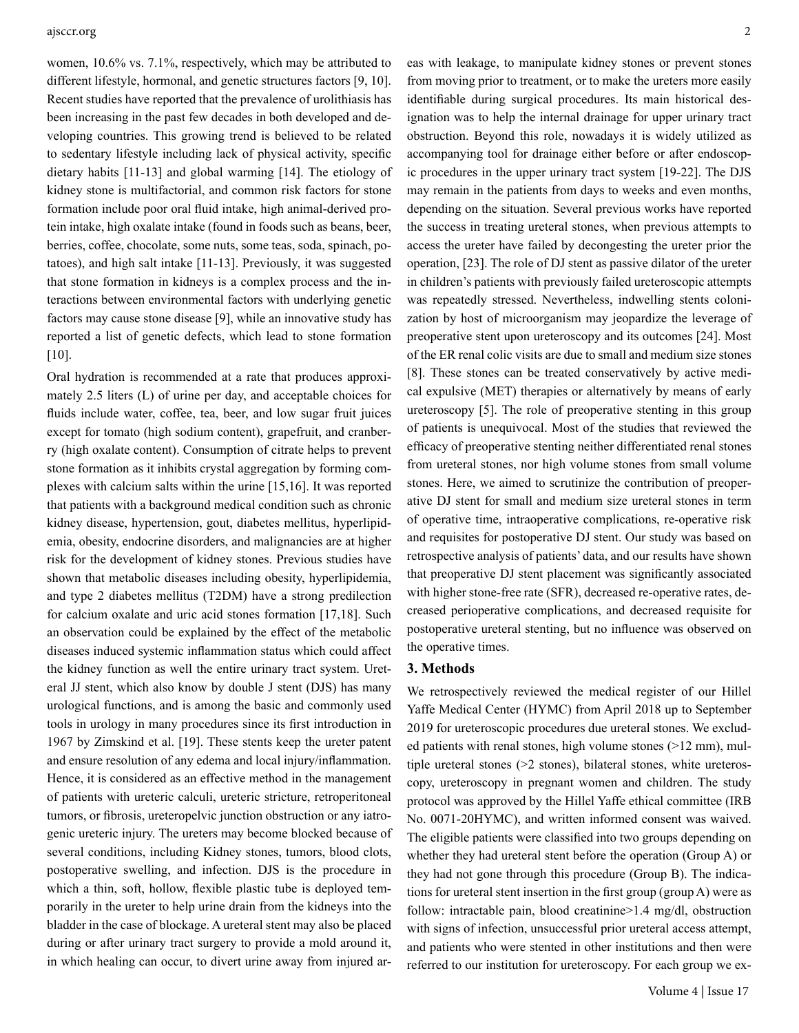women, 10.6% vs. 7.1%, respectively, which may be attributed to different lifestyle, hormonal, and genetic structures factors [9, 10]. Recent studies have reported that the prevalence of urolithiasis has been increasing in the past few decades in both developed and developing countries. This growing trend is believed to be related to sedentary lifestyle including lack of physical activity, specific dietary habits [11-13] and global warming [14]. The etiology of kidney stone is multifactorial, and common risk factors for stone formation include poor oral fluid intake, high animal-derived protein intake, high oxalate intake (found in foods such as beans, beer, berries, coffee, chocolate, some nuts, some teas, soda, spinach, potatoes), and high salt intake [11-13]. Previously, it was suggested that stone formation in kidneys is a complex process and the interactions between environmental factors with underlying genetic factors may cause stone disease [9], while an innovative study has reported a list of genetic defects, which lead to stone formation [10].

Oral hydration is recommended at a rate that produces approximately 2.5 liters (L) of urine per day, and acceptable choices for fluids include water, coffee, tea, beer, and low sugar fruit juices except for tomato (high sodium content), grapefruit, and cranberry (high oxalate content). Consumption of citrate helps to prevent stone formation as it inhibits crystal aggregation by forming complexes with calcium salts within the urine [15,16]. It was reported that patients with a background medical condition such as chronic kidney disease, hypertension, gout, diabetes mellitus, hyperlipidemia, obesity, endocrine disorders, and malignancies are at higher risk for the development of kidney stones. Previous studies have shown that metabolic diseases including obesity, hyperlipidemia, and type 2 diabetes mellitus (T2DM) have a strong predilection for calcium oxalate and uric acid stones formation [17,18]. Such an observation could be explained by the effect of the metabolic diseases induced systemic inflammation status which could affect the kidney function as well the entire urinary tract system. Ureteral JJ stent, which also know by double J stent (DJS) has many urological functions, and is among the basic and commonly used tools in urology in many procedures since its first introduction in 1967 by Zimskind et al. [19]. These stents keep the ureter patent and ensure resolution of any edema and local injury/inflammation. Hence, it is considered as an effective method in the management of patients with ureteric calculi, ureteric stricture, retroperitoneal tumors, or fibrosis, ureteropelvic junction obstruction or any iatrogenic ureteric injury. The ureters may become blocked because of several conditions, including Kidney stones, tumors, blood clots, postoperative swelling, and infection. DJS is the procedure in which a thin, soft, hollow, flexible plastic tube is deployed temporarily in the ureter to help urine drain from the kidneys into the bladder in the case of blockage. A ureteral stent may also be placed during or after urinary tract surgery to provide a mold around it, in which healing can occur, to divert urine away from injured areas with leakage, to manipulate kidney stones or prevent stones from moving prior to treatment, or to make the ureters more easily identifiable during surgical procedures. Its main historical designation was to help the internal drainage for upper urinary tract obstruction. Beyond this role, nowadays it is widely utilized as accompanying tool for drainage either before or after endoscopic procedures in the upper urinary tract system [19-22]. The DJS may remain in the patients from days to weeks and even months, depending on the situation. Several previous works have reported the success in treating ureteral stones, when previous attempts to access the ureter have failed by decongesting the ureter prior the operation, [23]. The role of DJ stent as passive dilator of the ureter in children's patients with previously failed ureteroscopic attempts was repeatedly stressed. Nevertheless, indwelling stents colonization by host of microorganism may jeopardize the leverage of preoperative stent upon ureteroscopy and its outcomes [24]. Most of the ER renal colic visits are due to small and medium size stones [8]. These stones can be treated conservatively by active medical expulsive (MET) therapies or alternatively by means of early ureteroscopy [5]. The role of preoperative stenting in this group of patients is unequivocal. Most of the studies that reviewed the efficacy of preoperative stenting neither differentiated renal stones from ureteral stones, nor high volume stones from small volume stones. Here, we aimed to scrutinize the contribution of preoperative DJ stent for small and medium size ureteral stones in term of operative time, intraoperative complications, re-operative risk and requisites for postoperative DJ stent. Our study was based on retrospective analysis of patients' data, and our results have shown that preoperative DJ stent placement was significantly associated with higher stone-free rate (SFR), decreased re-operative rates, decreased perioperative complications, and decreased requisite for postoperative ureteral stenting, but no influence was observed on the operative times.

## 3. Methods

We retrospectively reviewed the medical register of our Hillel Yaffe Medical Center (HYMC) from April 2018 up to September 2019 for ureteroscopic procedures due ureteral stones. We excluded patients with renal stones, high volume stones (>12 mm), multiple ureteral stones (>2 stones), bilateral stones, white ureteroscopy, ureteroscopy in pregnant women and children. The study protocol was approved by the Hillel Yaffe ethical committee (IRB No. 0071-20HYMC), and written informed consent was waived. The eligible patients were classified into two groups depending on whether they had ureteral stent before the operation (Group A) or they had not gone through this procedure (Group B). The indications for ureteral stent insertion in the first group (group A) were as follow: intractable pain, blood creatinine>1.4 mg/dl, obstruction with signs of infection, unsuccessful prior ureteral access attempt, and patients who were stented in other institutions and then were referred to our institution for ureteroscopy. For each group we ex-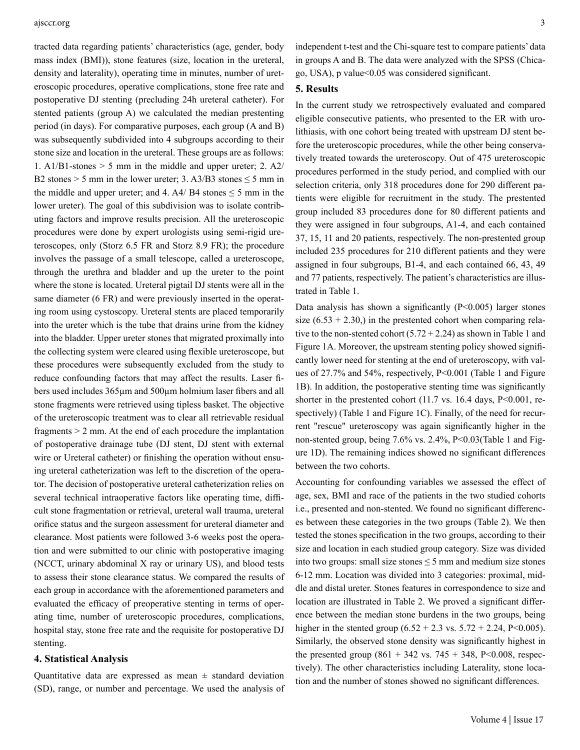tracted data regarding patients' characteristics (age, gender, body mass index (BMI)), stone features (size, location in the ureteral, density and laterality), operating time in minutes, number of ureteroscopic procedures, operative complications, stone free rate and postoperative DJ stenting (precluding 24h ureteral catheter). For stented patients (group A) we calculated the median prestenting period (in days). For comparative purposes, each group (A and B) was subsequently subdivided into 4 subgroups according to their stone size and location in the ureteral. These groups are as follows: 1. A1/B1-stones > 5 mm in the middle and upper ureter; 2. A2/ B2 stones > 5 mm in the lower ureter; 3. A3/B3 stones ≤ 5 mm in the middle and upper ureter; and 4. A4/ B4 stones ≤ 5 mm in the lower ureter). The goal of this subdivision was to isolate contributing factors and improve results precision. All the ureteroscopic procedures were done by expert urologists using semi-rigid ureteroscopes, only (Storz 6.5 FR and Storz 8.9 FR); the procedure involves the passage of a small telescope, called a ureteroscope, through the urethra and bladder and up the ureter to the point where the stone is located. Ureteral pigtail DJ stents were all in the same diameter (6 FR) and were previously inserted in the operating room using cystoscopy. Ureteral stents are placed temporarily into the ureter which is the tube that drains urine from the kidney into the bladder. Upper ureter stones that migrated proximally into the collecting system were cleared using flexible ureteroscope, but these procedures were subsequently excluded from the study to reduce confounding factors that may affect the results. Laser fibers used includes 365μm and 500μm holmium laser fibers and all stone fragments were retrieved using tipless basket. The objective of the ureteroscopic treatment was to clear all retrievable residual fragments > 2 mm. At the end of each procedure the implantation of postoperative drainage tube (DJ stent, DJ stent with external wire or Ureteral catheter) or finishing the operation without ensuing ureteral catheterization was left to the discretion of the operator. The decision of postoperative ureteral catheterization relies on several technical intraoperative factors like operating time, difficult stone fragmentation or retrieval, ureteral wall trauma, ureteral orifice status and the surgeon assessment for ureteral diameter and clearance. Most patients were followed 3-6 weeks post the operation and were submitted to our clinic with postoperative imaging (NCCT, urinary abdominal X ray or urinary US), and blood tests to assess their stone clearance status. We compared the results of each group in accordance with the aforementioned parameters and evaluated the efficacy of preoperative stenting in terms of operating time, number of ureteroscopic procedures, complications, hospital stay, stone free rate and the requisite for postoperative DJ stenting.

## 4. Statistical Analysis

Quantitative data are expressed as mean ± standard deviation (SD), range, or number and percentage. We used the analysis of independent t-test and the Chi-square test to compare patients' data in groups A and B. The data were analyzed with the SPSS (Chicago, USA), p value<0.05 was considered significant.

## 5. Results

In the current study we retrospectively evaluated and compared eligible consecutive patients, who presented to the ER with urolithiasis, with one cohort being treated with upstream DJ stent before the ureteroscopic procedures, while the other being conservatively treated towards the ureteroscopy. Out of 475 ureteroscopic procedures performed in the study period, and complied with our selection criteria, only 318 procedures done for 290 different patients were eligible for recruitment in the study. The prestented group included 83 procedures done for 80 different patients and they were assigned in four subgroups, A1-4, and each contained 37, 15, 11 and 20 patients, respectively. The non-prestented group included 235 procedures for 210 different patients and they were assigned in four subgroups, B1-4, and each contained 66, 43, 49 and 77 patients, respectively. The patient's characteristics are illustrated in Table 1.

Data analysis has shown a significantly (P<0.005) larger stones size (6.53 + 2.30,) in the prestented cohort when comparing relative to the non-stented cohort (5.72 + 2.24) as shown in Table 1 and Figure 1A. Moreover, the upstream stenting policy showed significantly lower need for stenting at the end of ureteroscopy, with values of 27.7% and 54%, respectively, P<0.001 (Table 1 and Figure 1B). In addition, the postoperative stenting time was significantly shorter in the prestented cohort (11.7 vs. 16.4 days, P<0.001, respectively) (Table 1 and Figure 1C). Finally, of the need for recurrent "rescue" ureteroscopy was again significantly higher in the non-stented group, being 7.6% vs. 2.4%, P<0.03(Table 1 and Figure 1D). The remaining indices showed no significant differences between the two cohorts.

Accounting for confounding variables we assessed the effect of age, sex, BMI and race of the patients in the two studied cohorts i.e., presented and non-stented. We found no significant differences between these categories in the two groups (Table 2). We then tested the stones specification in the two groups, according to their size and location in each studied group category. Size was divided into two groups: small size stones ≤ 5 mm and medium size stones 6-12 mm. Location was divided into 3 categories: proximal, middle and distal ureter. Stones features in correspondence to size and location are illustrated in Table 2. We proved a significant difference between the median stone burdens in the two groups, being higher in the stented group (6.52 + 2.3 vs. 5.72 + 2.24, P<0.005). Similarly, the observed stone density was significantly highest in the presented group (861 + 342 vs. 745 + 348, P<0.008, respectively). The other characteristics including Laterality, stone location and the number of stones showed no significant differences.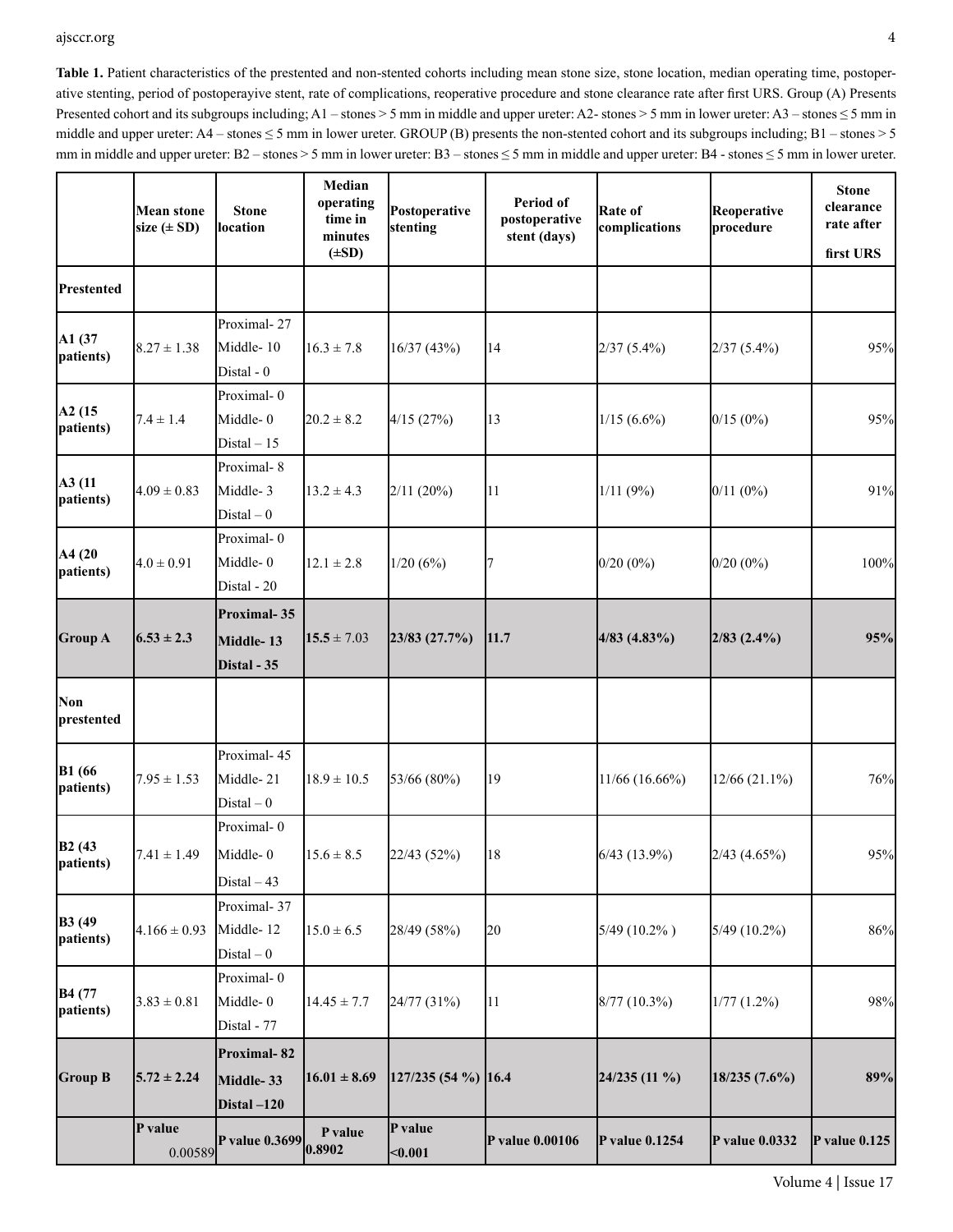**Table 1.** Patient characteristics of the prestented and non-stented cohorts including mean stone size, stone location, median operating time, postoperative stenting, period of postoperayive stent, rate of complications, reoperative procedure and stone clearance rate after first URS. Group (A) Presents Presented cohort and its subgroups including; A1 – stones > 5 mm in middle and upper ureter: A2- stones > 5 mm in lower ureter: A3 – stones ≤ 5 mm in middle and upper ureter: A4 – stones ≤ 5 mm in lower ureter. GROUP (B) presents the non-stented cohort and its subgroups including; B1 – stones > 5 mm in middle and upper ureter: B2 – stones > 5 mm in lower ureter: B3 – stones ≤ 5 mm in middle and upper ureter: B4 - stones ≤ 5 mm in lower ureter.

| | Mean stone size (± SD) | Stone location | Median operating time in minutes (±SD) | Postoperative stenting | Period of postoperative stent (days) | Rate of complications | Reoperative procedure | Stone clearance rate after first URS |
|---|---|---|---|---|---|---|---|---|
| **Prestented** | | | | | | | | |
| **A1 (37 patients)** | 8.27 ± 1.38 | Proximal- 27<br>Middle- 10<br>Distal - 0 | 16.3 ± 7.8 | 16/37 (43%) | 14 | 2/37 (5.4%) | 2/37 (5.4%) | 95% |
| **A2 (15 patients)** | 7.4 ± 1.4 | Proximal- 0<br>Middle- 0<br>Distal – 15 | 20.2 ± 8.2 | 4/15 (27%) | 13 | 1/15 (6.6%) | 0/15 (0%) | 95% |
| **A3 (11 patients)** | 4.09 ± 0.83 | Proximal- 8<br>Middle- 3<br>Distal – 0 | 13.2 ± 4.3 | 2/11 (20%) | 11 | 1/11 (9%) | 0/11 (0%) | 91% |
| **A4 (20 patients)** | 4.0 ± 0.91 | Proximal- 0<br>Middle- 0<br>Distal - 20 | 12.1 ± 2.8 | 1/20 (6%) | 7 | 0/20 (0%) | 0/20 (0%) | 100% |
| **Group A** | **6.53 ± 2.3** | **Proximal- 35<br>Middle- 13<br>Distal - 35** | **15.5** ± 7.03 | **23/83 (27.7%)** | **11.7** | **4/83 (4.83%)** | **2/83 (2.4%)** | **95%** |
| **Non prestented** | | | | | | | | |
| **B1 (66 patients)** | 7.95 ± 1.53 | Proximal- 45<br>Middle- 21<br>Distal – 0 | 18.9 ± 10.5 | 53/66 (80%) | 19 | 11/66 (16.66%) | 12/66 (21.1%) | 76% |
| **B2 (43 patients)** | 7.41 ± 1.49 | Proximal- 0<br>Middle- 0<br>Distal – 43 | 15.6 ± 8.5 | 22/43 (52%) | 18 | 6/43 (13.9%) | 2/43 (4.65%) | 95% |
| **B3 (49 patients)** | 4.166 ± 0.93 | Proximal- 37<br>Middle- 12<br>Distal – 0 | 15.0 ± 6.5 | 28/49 (58%) | 20 | 5/49 (10.2% ) | 5/49 (10.2%) | 86% |
| **B4 (77 patients)** | 3.83 ± 0.81 | Proximal- 0<br>Middle- 0<br>Distal - 77 | 14.45 ± 7.7 | 24/77 (31%) | 11 | 8/77 (10.3%) | 1/77 (1.2%) | 98% |
| **Group B** | **5.72 ± 2.24** | **Proximal- 82<br>Middle- 33<br>Distal –120** | **16.01 ± 8.69** | **127/235 (54 %)** | **16.4** | **24/235 (11 %)** | **18/235 (7.6%)** | **89%** |
| | **P value** 0.00589 | **P value 0.3699** | **P value 0.8902** | **P value <0.001** | **P value 0.00106** | **P value 0.1254** | **P value 0.0332** | **P value 0.125** |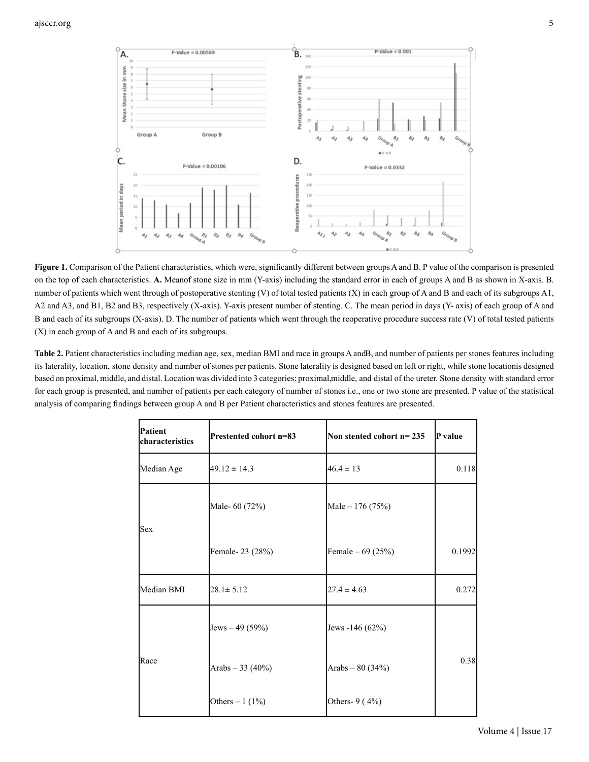**Figure 1.** Comparison of the Patient characteristics, which were, significantly different between groups A and B. P value of the comparison is presented on the top of each characteristics. **A.** Meanof stone size in mm (Y-axis) including the standard error in each of groups A and B as shown in X-axis. B. number of patients which went through of postoperative stenting (V) of total tested patients (X) in each group of A and B and each of its subgroups A1, A2 and A3, and B1, B2 and B3, respectively (X-axis). Y-axis present number of stenting. C. The mean period in days (Y- axis) of each group of A and B and each of its subgroups (X-axis). D. The number of patients which went through the reoperative procedure success rate (V) of total tested patients (X) in each group of A and B and each of its subgroups.

**Table 2.** Patient characteristics including median age, sex, median BMI and race in groups A andB, and number of patients per stones features including its laterality, location, stone density and number of stones per patients. Stone laterality is designed based on left or right, while stone locationis designed based on proximal, middle, and distal. Location was divided into 3 categories: proximal,middle, and distal of the ureter. Stone density with standard error for each group is presented, and number of patients per each category of number of stones i.e., one or two stone are presented. P value of the statistical analysis of comparing findings between group A and B per Patient characteristics and stones features are presented.

| Patient characteristics | Prestented cohort n=83 | Non stented cohort n= 235 | P value |
|---|---|---|---|
| Median Age | 49.12 ± 14.3 | 46.4 ± 13 | 0.118 |
| Sex | Male- 60 (72%)<br>Female- 23 (28%) | Male – 176 (75%)<br>Female – 69 (25%) | 0.1992 |
| Median BMI | 28.1± 5.12 | 27.4 ± 4.63 | 0.272 |
| Race | Jews – 49 (59%)<br>Arabs – 33 (40%)<br>Others – 1 (1%) | Jews -146 (62%)<br>Arabs – 80 (34%)<br>Others- 9 ( 4%) | 0.38 |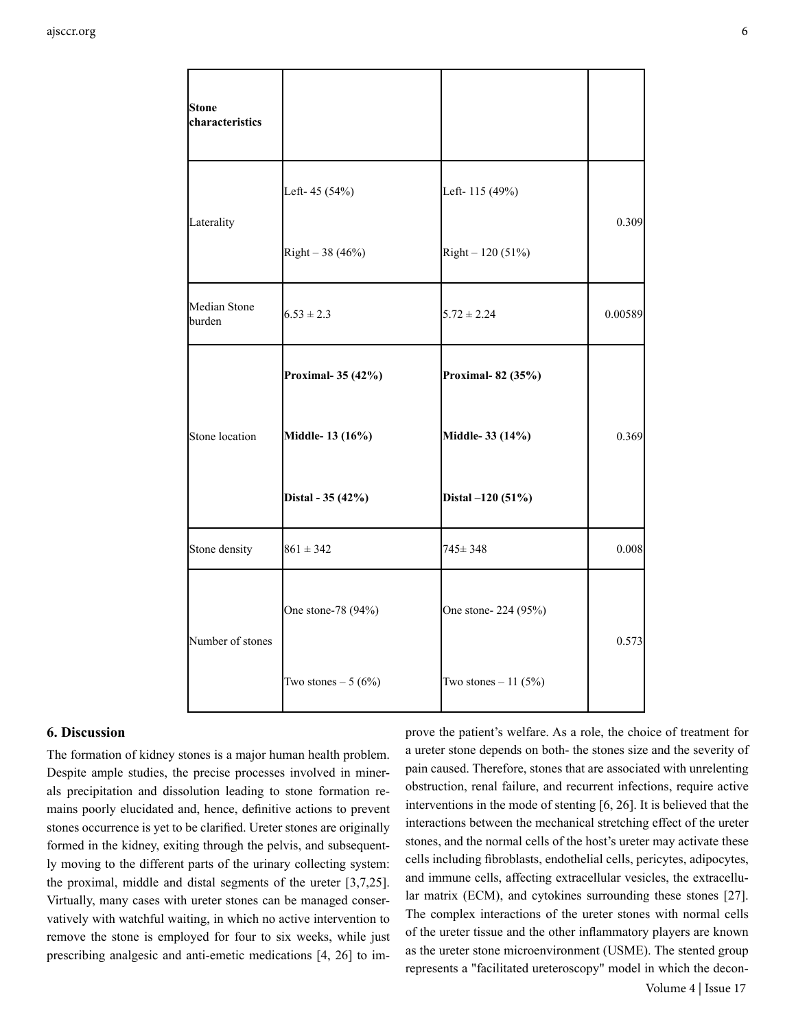| Stone characteristics | | | |
|---|---|---|---|
| Laterality | Left- 45 (54%)<br><br>Right – 38 (46%) | Left- 115 (49%)<br><br>Right – 120 (51%) | 0.309 |
| Median Stone burden | 6.53 ± 2.3 | 5.72 ± 2.24 | 0.00589 |
| Stone location | **Proximal- 35 (42%)**<br><br>**Middle- 13 (16%)**<br><br>**Distal - 35 (42%)** | **Proximal- 82 (35%)**<br><br>**Middle- 33 (14%)**<br><br>**Distal –120 (51%)** | 0.369 |
| Stone density | 861 ± 342 | 745± 348 | 0.008 |
| Number of stones | One stone-78 (94%)<br><br>Two stones – 5 (6%) | One stone- 224 (95%)<br><br>Two stones – 11 (5%) | 0.573 |

## 6. Discussion

The formation of kidney stones is a major human health problem. Despite ample studies, the precise processes involved in minerals precipitation and dissolution leading to stone formation remains poorly elucidated and, hence, definitive actions to prevent stones occurrence is yet to be clarified. Ureter stones are originally formed in the kidney, exiting through the pelvis, and subsequently moving to the different parts of the urinary collecting system: the proximal, middle and distal segments of the ureter [3,7,25]. Virtually, many cases with ureter stones can be managed conservatively with watchful waiting, in which no active intervention to remove the stone is employed for four to six weeks, while just prescribing analgesic and anti-emetic medications [4, 26] to improve the patient's welfare. As a role, the choice of treatment for a ureter stone depends on both- the stones size and the severity of pain caused. Therefore, stones that are associated with unrelenting obstruction, renal failure, and recurrent infections, require active interventions in the mode of stenting [6, 26]. It is believed that the interactions between the mechanical stretching effect of the ureter stones, and the normal cells of the host's ureter may activate these cells including fibroblasts, endothelial cells, pericytes, adipocytes, and immune cells, affecting extracellular vesicles, the extracellular matrix (ECM), and cytokines surrounding these stones [27]. The complex interactions of the ureter stones with normal cells of the ureter tissue and the other inflammatory players are known as the ureter stone microenvironment (USME). The stented group represents a "facilitated ureteroscopy" model in which the decon-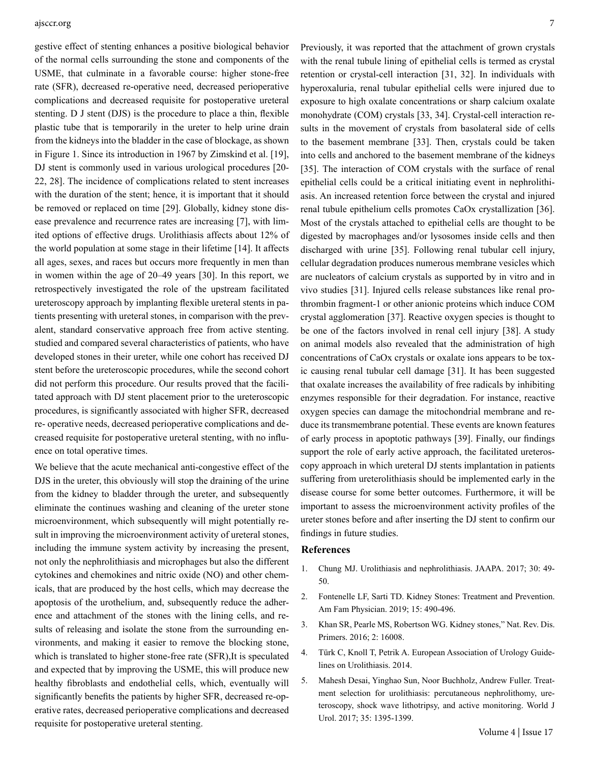gestive effect of stenting enhances a positive biological behavior of the normal cells surrounding the stone and components of the USME, that culminate in a favorable course: higher stone-free rate (SFR), decreased re-operative need, decreased perioperative complications and decreased requisite for postoperative ureteral stenting. D J stent (DJS) is the procedure to place a thin, flexible plastic tube that is temporarily in the ureter to help urine drain from the kidneys into the bladder in the case of blockage, as shown in Figure 1. Since its introduction in 1967 by Zimskind et al. [19], DJ stent is commonly used in various urological procedures [20-22, 28]. The incidence of complications related to stent increases with the duration of the stent; hence, it is important that it should be removed or replaced on time [29]. Globally, kidney stone disease prevalence and recurrence rates are increasing [7], with limited options of effective drugs. Urolithiasis affects about 12% of the world population at some stage in their lifetime [14]. It affects all ages, sexes, and races but occurs more frequently in men than in women within the age of 20–49 years [30]. In this report, we retrospectively investigated the role of the upstream facilitated ureteroscopy approach by implanting flexible ureteral stents in patients presenting with ureteral stones, in comparison with the prevalent, standard conservative approach free from active stenting. studied and compared several characteristics of patients, who have developed stones in their ureter, while one cohort has received DJ stent before the ureteroscopic procedures, while the second cohort did not perform this procedure. Our results proved that the facilitated approach with DJ stent placement prior to the ureteroscopic procedures, is significantly associated with higher SFR, decreased re- operative needs, decreased perioperative complications and decreased requisite for postoperative ureteral stenting, with no influence on total operative times.

We believe that the acute mechanical anti-congestive effect of the DJS in the ureter, this obviously will stop the draining of the urine from the kidney to bladder through the ureter, and subsequently eliminate the continues washing and cleaning of the ureter stone microenvironment, which subsequently will might potentially result in improving the microenvironment activity of ureteral stones, including the immune system activity by increasing the present, not only the nephrolithiasis and microphages but also the different cytokines and chemokines and nitric oxide (NO) and other chemicals, that are produced by the host cells, which may decrease the apoptosis of the urothelium, and, subsequently reduce the adherence and attachment of the stones with the lining cells, and results of releasing and isolate the stone from the surrounding environments, and making it easier to remove the blocking stone, which is translated to higher stone-free rate (SFR),It is speculated and expected that by improving the USME, this will produce new healthy fibroblasts and endothelial cells, which, eventually will significantly benefits the patients by higher SFR, decreased re-operative rates, decreased perioperative complications and decreased requisite for postoperative ureteral stenting.

Previously, it was reported that the attachment of grown crystals with the renal tubule lining of epithelial cells is termed as crystal retention or crystal-cell interaction [31, 32]. In individuals with hyperoxaluria, renal tubular epithelial cells were injured due to exposure to high oxalate concentrations or sharp calcium oxalate monohydrate (COM) crystals [33, 34]. Crystal-cell interaction results in the movement of crystals from basolateral side of cells to the basement membrane [33]. Then, crystals could be taken into cells and anchored to the basement membrane of the kidneys [35]. The interaction of COM crystals with the surface of renal epithelial cells could be a critical initiating event in nephrolithiasis. An increased retention force between the crystal and injured renal tubule epithelium cells promotes CaOx crystallization [36]. Most of the crystals attached to epithelial cells are thought to be digested by macrophages and/or lysosomes inside cells and then discharged with urine [35]. Following renal tubular cell injury, cellular degradation produces numerous membrane vesicles which are nucleators of calcium crystals as supported by in vitro and in vivo studies [31]. Injured cells release substances like renal prothrombin fragment-1 or other anionic proteins which induce COM crystal agglomeration [37]. Reactive oxygen species is thought to be one of the factors involved in renal cell injury [38]. A study on animal models also revealed that the administration of high concentrations of CaOx crystals or oxalate ions appears to be toxic causing renal tubular cell damage [31]. It has been suggested that oxalate increases the availability of free radicals by inhibiting enzymes responsible for their degradation. For instance, reactive oxygen species can damage the mitochondrial membrane and reduce its transmembrane potential. These events are known features of early process in apoptotic pathways [39]. Finally, our findings support the role of early active approach, the facilitated ureteroscopy approach in which ureteral DJ stents implantation in patients suffering from ureterolithiasis should be implemented early in the disease course for some better outcomes. Furthermore, it will be important to assess the microenvironment activity profiles of the ureter stones before and after inserting the DJ stent to confirm our findings in future studies.

## References

1. Chung MJ. Urolithiasis and nephrolithiasis. JAAPA. 2017; 30: 49-50.
2. Fontenelle LF, Sarti TD. Kidney Stones: Treatment and Prevention. Am Fam Physician. 2019; 15: 490-496.
3. Khan SR, Pearle MS, Robertson WG. Kidney stones," Nat. Rev. Dis. Primers. 2016; 2: 16008.
4. Türk C, Knoll T, Petrik A. European Association of Urology Guidelines on Urolithiasis. 2014.
5. Mahesh Desai, Yinghao Sun, Noor Buchholz, Andrew Fuller. Treatment selection for urolithiasis: percutaneous nephrolithomy, ureteroscopy, shock wave lithotripsy, and active monitoring. World J Urol. 2017; 35: 1395-1399.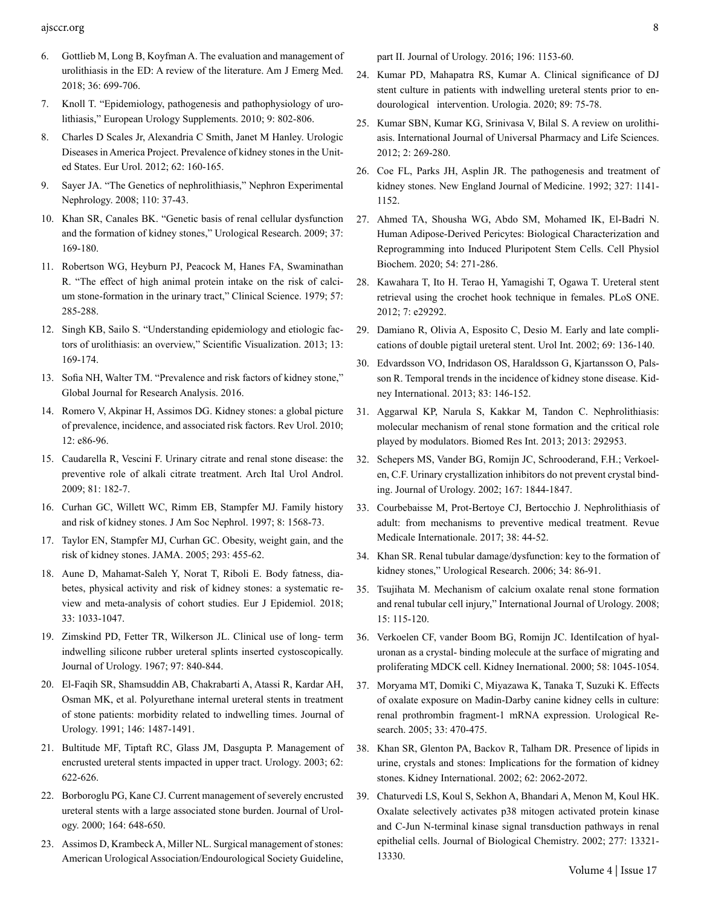6. Gottlieb M, Long B, Koyfman A. The evaluation and management of urolithiasis in the ED: A review of the literature. Am J Emerg Med. 2018; 36: 699-706.

7. Knoll T. "Epidemiology, pathogenesis and pathophysiology of urolithiasis," European Urology Supplements. 2010; 9: 802-806.

8. Charles D Scales Jr, Alexandria C Smith, Janet M Hanley. Urologic Diseases in America Project. Prevalence of kidney stones in the United States. Eur Urol. 2012; 62: 160-165.

9. Sayer JA. "The Genetics of nephrolithiasis," Nephron Experimental Nephrology. 2008; 110: 37-43.

10. Khan SR, Canales BK. "Genetic basis of renal cellular dysfunction and the formation of kidney stones," Urological Research. 2009; 37: 169-180.

11. Robertson WG, Heyburn PJ, Peacock M, Hanes FA, Swaminathan R. "The effect of high animal protein intake on the risk of calcium stone-formation in the urinary tract," Clinical Science. 1979; 57: 285-288.

12. Singh KB, Sailo S. "Understanding epidemiology and etiologic factors of urolithiasis: an overview," Scientific Visualization. 2013; 13: 169-174.

13. Sofia NH, Walter TM. "Prevalence and risk factors of kidney stone," Global Journal for Research Analysis. 2016.

14. Romero V, Akpinar H, Assimos DG. Kidney stones: a global picture of prevalence, incidence, and associated risk factors. Rev Urol. 2010; 12: e86-96.

15. Caudarella R, Vescini F. Urinary citrate and renal stone disease: the preventive role of alkali citrate treatment. Arch Ital Urol Androl. 2009; 81: 182-7.

16. Curhan GC, Willett WC, Rimm EB, Stampfer MJ. Family history and risk of kidney stones. J Am Soc Nephrol. 1997; 8: 1568-73.

17. Taylor EN, Stampfer MJ, Curhan GC. Obesity, weight gain, and the risk of kidney stones. JAMA. 2005; 293: 455-62.

18. Aune D, Mahamat-Saleh Y, Norat T, Riboli E. Body fatness, diabetes, physical activity and risk of kidney stones: a systematic review and meta-analysis of cohort studies. Eur J Epidemiol. 2018; 33: 1033-1047.

19. Zimskind PD, Fetter TR, Wilkerson JL. Clinical use of long- term indwelling silicone rubber ureteral splints inserted cystoscopically. Journal of Urology. 1967; 97: 840-844.

20. El-Faqih SR, Shamsuddin AB, Chakrabarti A, Atassi R, Kardar AH, Osman MK, et al. Polyurethane internal ureteral stents in treatment of stone patients: morbidity related to indwelling times. Journal of Urology. 1991; 146: 1487-1491.

21. Bultitude MF, Tiptaft RC, Glass JM, Dasgupta P. Management of encrusted ureteral stents impacted in upper tract. Urology. 2003; 62: 622-626.

22. Borboroglu PG, Kane CJ. Current management of severely encrusted ureteral stents with a large associated stone burden. Journal of Urology. 2000; 164: 648-650.

23. Assimos D, Krambeck A, Miller NL. Surgical management of stones: American Urological Association/Endourological Society Guideline, part II. Journal of Urology. 2016; 196: 1153-60.

24. Kumar PD, Mahapatra RS, Kumar A. Clinical significance of DJ stent culture in patients with indwelling ureteral stents prior to endourological intervention. Urologia. 2020; 89: 75-78.

25. Kumar SBN, Kumar KG, Srinivasa V, Bilal S. A review on urolithiasis. International Journal of Universal Pharmacy and Life Sciences. 2012; 2: 269-280.

26. Coe FL, Parks JH, Asplin JR. The pathogenesis and treatment of kidney stones. New England Journal of Medicine. 1992; 327: 1141-1152.

27. Ahmed TA, Shousha WG, Abdo SM, Mohamed IK, El-Badri N. Human Adipose-Derived Pericytes: Biological Characterization and Reprogramming into Induced Pluripotent Stem Cells. Cell Physiol Biochem. 2020; 54: 271-286.

28. Kawahara T, Ito H. Terao H, Yamagishi T, Ogawa T. Ureteral stent retrieval using the crochet hook technique in females. PLoS ONE. 2012; 7: e29292.

29. Damiano R, Olivia A, Esposito C, Desio M. Early and late complications of double pigtail ureteral stent. Urol Int. 2002; 69: 136-140.

30. Edvardsson VO, Indridason OS, Haraldsson G, Kjartansson O, Palsson R. Temporal trends in the incidence of kidney stone disease. Kidney International. 2013; 83: 146-152.

31. Aggarwal KP, Narula S, Kakkar M, Tandon C. Nephrolithiasis: molecular mechanism of renal stone formation and the critical role played by modulators. Biomed Res Int. 2013; 2013: 292953.

32. Schepers MS, Vander BG, Romijn JC, Schrooderand, F.H.; Verkoelen, C.F. Urinary crystallization inhibitors do not prevent crystal binding. Journal of Urology. 2002; 167: 1844-1847.

33. Courbebaisse M, Prot-Bertoye CJ, Bertocchio J. Nephrolithiasis of adult: from mechanisms to preventive medical treatment. Revue Medicale Internationale. 2017; 38: 44-52.

34. Khan SR. Renal tubular damage/dysfunction: key to the formation of kidney stones," Urological Research. 2006; 34: 86-91.

35. Tsujihata M. Mechanism of calcium oxalate renal stone formation and renal tubular cell injury," International Journal of Urology. 2008; 15: 115-120.

36. Verkoelen CF, vander Boom BG, Romijn JC. IdentiIcation of hyaluronan as a crystal- binding molecule at the surface of migrating and proliferating MDCK cell. Kidney Inernational. 2000; 58: 1045-1054.

37. Moryama MT, Domiki C, Miyazawa K, Tanaka T, Suzuki K. Effects of oxalate exposure on Madin-Darby canine kidney cells in culture: renal prothrombin fragment-1 mRNA expression. Urological Research. 2005; 33: 470-475.

38. Khan SR, Glenton PA, Backov R, Talham DR. Presence of lipids in urine, crystals and stones: Implications for the formation of kidney stones. Kidney International. 2002; 62: 2062-2072.

39. Chaturvedi LS, Koul S, Sekhon A, Bhandari A, Menon M, Koul HK. Oxalate selectively activates p38 mitogen activated protein kinase and C-Jun N-terminal kinase signal transduction pathways in renal epithelial cells. Journal of Biological Chemistry. 2002; 277: 13321-13330.